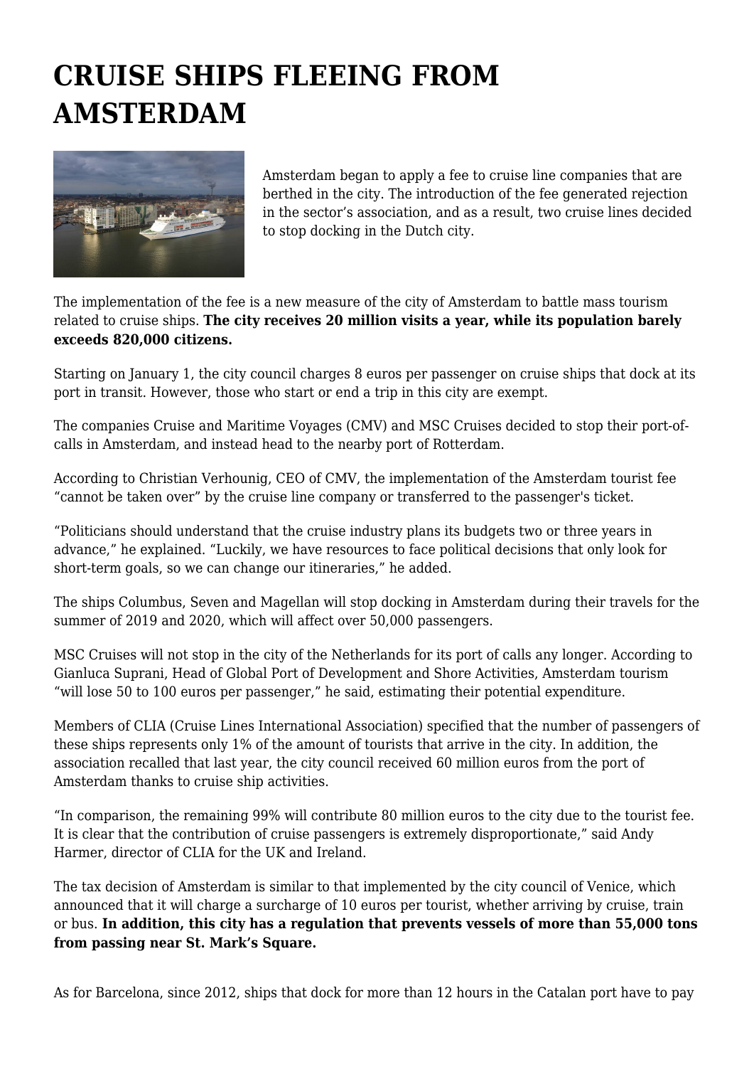# CRUISE SHIPS FLEEING FROM AMSTERDAM

Amsterdam began to apply a fee to cruise line companies that are berthed in the city. The introduction of the fee generated rejection in the sector's association, and as a result, two cruise lines decided to stop docking in the Dutch city.

The implementation of the fee is a new measure of the city of Amsterdam to battle mass tourism related to cruise ships. **The city receives 20 million visits a year, while its population barely exceeds 820,000 citizens.**

Starting on January 1, the city council charges 8 euros per passenger on cruise ships that dock at its port in transit. However, those who start or end a trip in this city are exempt.

The companies Cruise and Maritime Voyages (CMV) and MSC Cruises decided to stop their port-of-calls in Amsterdam, and instead head to the nearby port of Rotterdam.

According to Christian Verhounig, CEO of CMV, the implementation of the Amsterdam tourist fee "cannot be taken over" by the cruise line company or transferred to the passenger's ticket.

"Politicians should understand that the cruise industry plans its budgets two or three years in advance," he explained. "Luckily, we have resources to face political decisions that only look for short-term goals, so we can change our itineraries," he added.

The ships Columbus, Seven and Magellan will stop docking in Amsterdam during their travels for the summer of 2019 and 2020, which will affect over 50,000 passengers.

MSC Cruises will not stop in the city of the Netherlands for its port of calls any longer. According to Gianluca Suprani, Head of Global Port of Development and Shore Activities, Amsterdam tourism "will lose 50 to 100 euros per passenger," he said, estimating their potential expenditure.

Members of CLIA (Cruise Lines International Association) specified that the number of passengers of these ships represents only 1% of the amount of tourists that arrive in the city. In addition, the association recalled that last year, the city council received 60 million euros from the port of Amsterdam thanks to cruise ship activities.

"In comparison, the remaining 99% will contribute 80 million euros to the city due to the tourist fee. It is clear that the contribution of cruise passengers is extremely disproportionate," said Andy Harmer, director of CLIA for the UK and Ireland.

The tax decision of Amsterdam is similar to that implemented by the city council of Venice, which announced that it will charge a surcharge of 10 euros per tourist, whether arriving by cruise, train or bus. **In addition, this city has a regulation that prevents vessels of more than 55,000 tons from passing near St. Mark's Square.**

As for Barcelona, since 2012, ships that dock for more than 12 hours in the Catalan port have to pay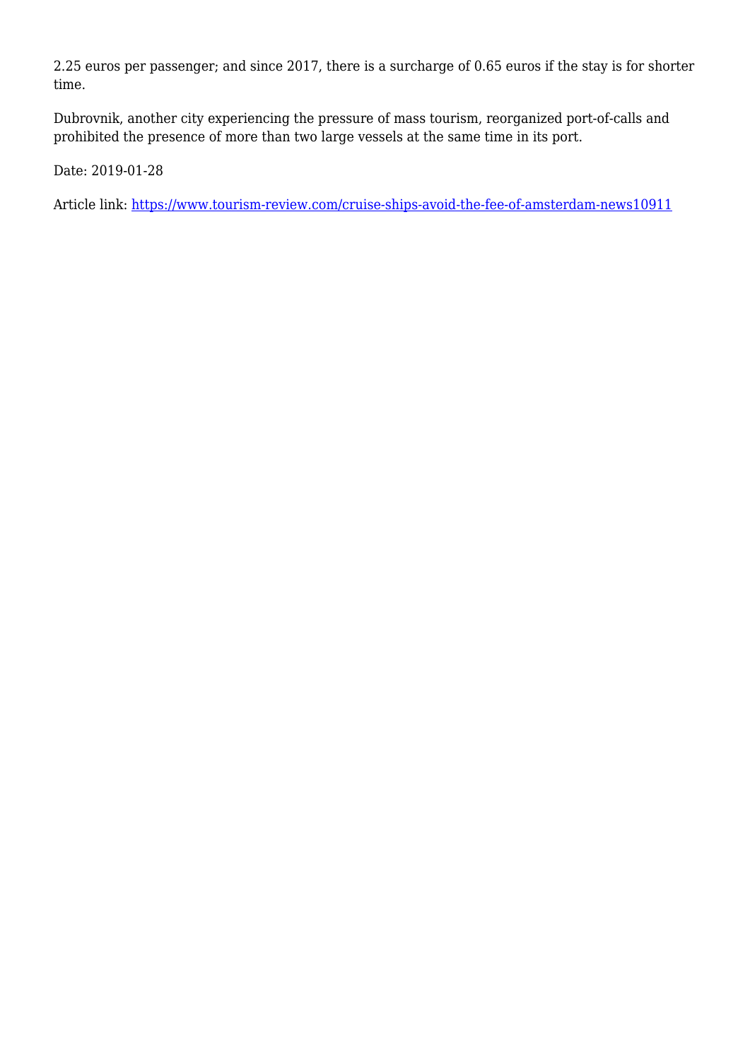2.25 euros per passenger; and since 2017, there is a surcharge of 0.65 euros if the stay is for shorter time.

Dubrovnik, another city experiencing the pressure of mass tourism, reorganized port-of-calls and prohibited the presence of more than two large vessels at the same time in its port.

Date: 2019-01-28

Article link: [https://www.tourism-review.com/cruise-ships-avoid-the-fee-of-amsterdam-news10911](https://www.tourism-review.com/cruise-ships-avoid-the-fee-of-amsterdam-news10911)